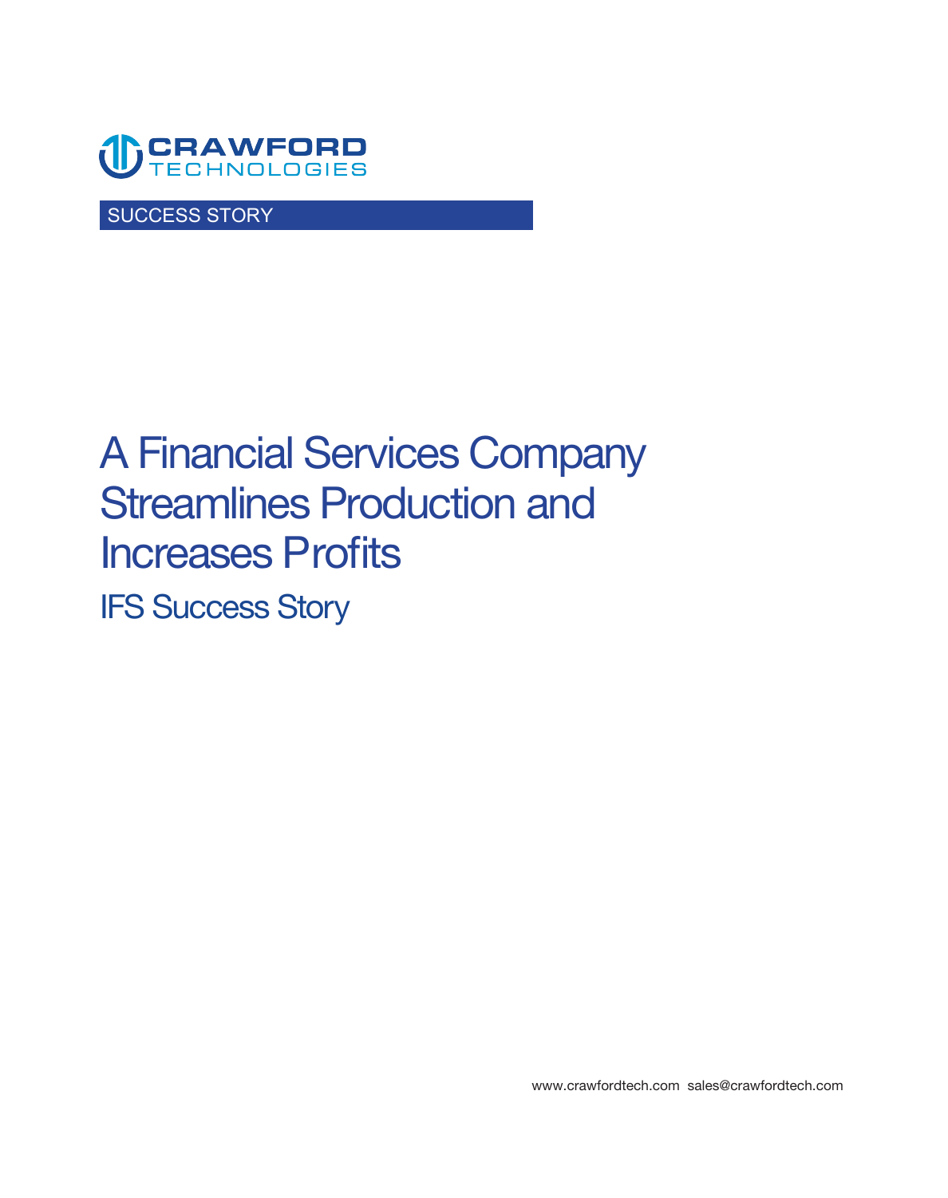CRAWFORD TECHNOLOGIES

SUCCESS STORY

# A Financial Services Company Streamlines Production and Increases Profits

## IFS Success Story

www.crawfordtech.com sales@crawfordtech.com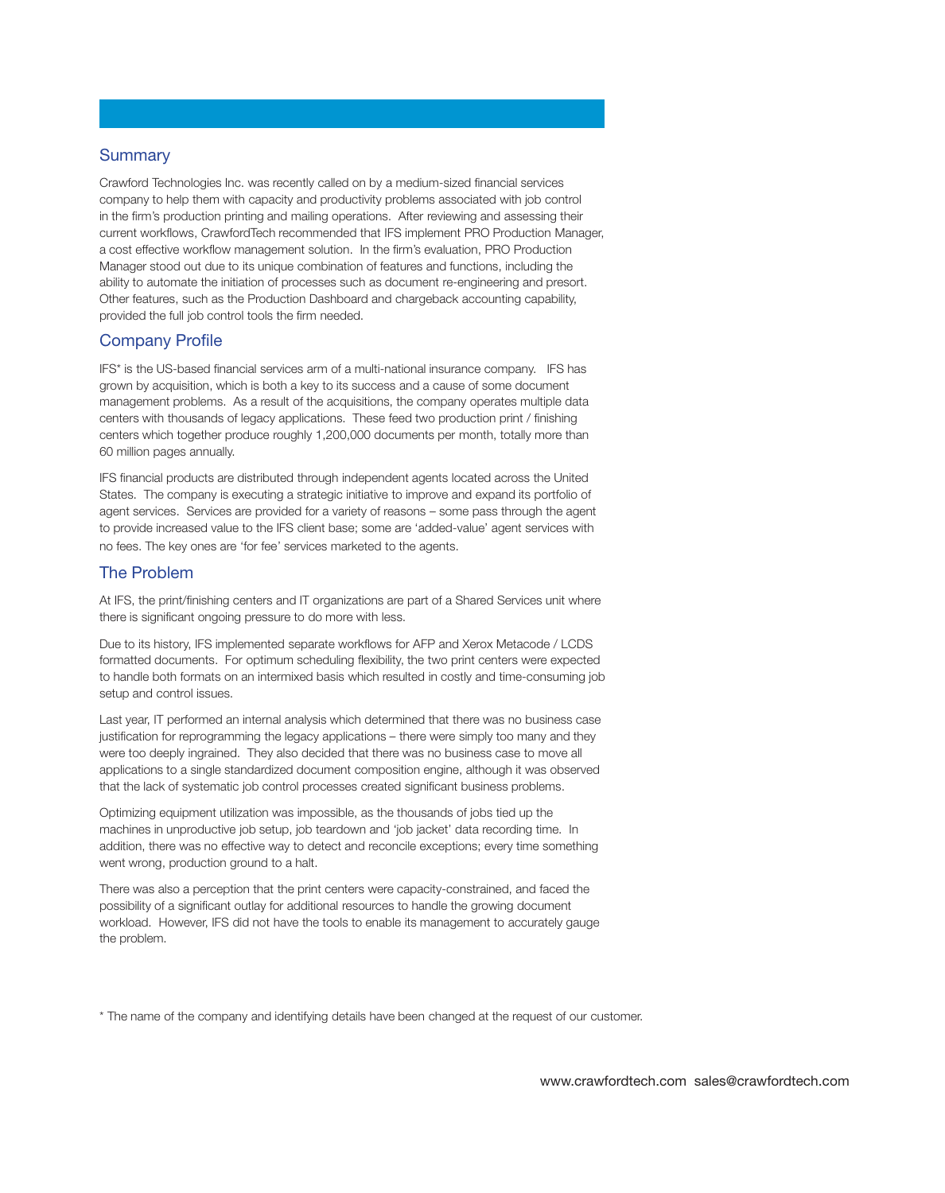## Summary

Crawford Technologies Inc. was recently called on by a medium-sized financial services company to help them with capacity and productivity problems associated with job control in the firm's production printing and mailing operations. After reviewing and assessing their current workflows, CrawfordTech recommended that IFS implement PRO Production Manager, a cost effective workflow management solution. In the firm's evaluation, PRO Production Manager stood out due to its unique combination of features and functions, including the ability to automate the initiation of processes such as document re-engineering and presort. Other features, such as the Production Dashboard and chargeback accounting capability, provided the full job control tools the firm needed.

## Company Profile

IFS* is the US-based financial services arm of a multi-national insurance company. IFS has grown by acquisition, which is both a key to its success and a cause of some document management problems. As a result of the acquisitions, the company operates multiple data centers with thousands of legacy applications. These feed two production print / finishing centers which together produce roughly 1,200,000 documents per month, totally more than 60 million pages annually.

IFS financial products are distributed through independent agents located across the United States. The company is executing a strategic initiative to improve and expand its portfolio of agent services. Services are provided for a variety of reasons – some pass through the agent to provide increased value to the IFS client base; some are 'added-value' agent services with no fees. The key ones are 'for fee' services marketed to the agents.

## The Problem

At IFS, the print/finishing centers and IT organizations are part of a Shared Services unit where there is significant ongoing pressure to do more with less.

Due to its history, IFS implemented separate workflows for AFP and Xerox Metacode / LCDS formatted documents. For optimum scheduling flexibility, the two print centers were expected to handle both formats on an intermixed basis which resulted in costly and time-consuming job setup and control issues.

Last year, IT performed an internal analysis which determined that there was no business case justification for reprogramming the legacy applications – there were simply too many and they were too deeply ingrained. They also decided that there was no business case to move all applications to a single standardized document composition engine, although it was observed that the lack of systematic job control processes created significant business problems.

Optimizing equipment utilization was impossible, as the thousands of jobs tied up the machines in unproductive job setup, job teardown and 'job jacket' data recording time. In addition, there was no effective way to detect and reconcile exceptions; every time something went wrong, production ground to a halt.

There was also a perception that the print centers were capacity-constrained, and faced the possibility of a significant outlay for additional resources to handle the growing document workload. However, IFS did not have the tools to enable its management to accurately gauge the problem.

* The name of the company and identifying details have been changed at the request of our customer.

www.crawfordtech.com sales@crawfordtech.com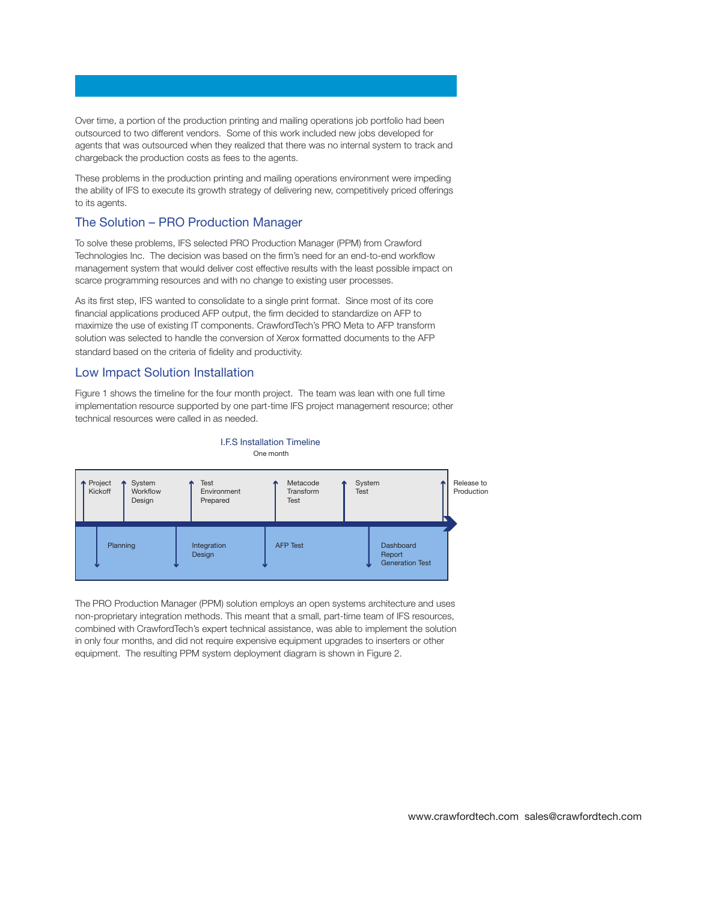Over time, a portion of the production printing and mailing operations job portfolio had been outsourced to two different vendors. Some of this work included new jobs developed for agents that was outsourced when they realized that there was no internal system to track and chargeback the production costs as fees to the agents.

These problems in the production printing and mailing operations environment were impeding the ability of IFS to execute its growth strategy of delivering new, competitively priced offerings to its agents.

## The Solution – PRO Production Manager

To solve these problems, IFS selected PRO Production Manager (PPM) from Crawford Technologies Inc. The decision was based on the firm's need for an end-to-end workflow management system that would deliver cost effective results with the least possible impact on scarce programming resources and with no change to existing user processes.

As its first step, IFS wanted to consolidate to a single print format. Since most of its core financial applications produced AFP output, the firm decided to standardize on AFP to maximize the use of existing IT components. CrawfordTech's PRO Meta to AFP transform solution was selected to handle the conversion of Xerox formatted documents to the AFP standard based on the criteria of fidelity and productivity.

## Low Impact Solution Installation

Figure 1 shows the timeline for the four month project. The team was lean with one full time implementation resource supported by one part-time IFS project management resource; other technical resources were called in as needed.

I.F.S Installation Timeline

One month

Project Kickoff | System Workflow Design | Test Environment Prepared | Metacode Transform Test | System Test | Release to Production

Planning | Integration Design | AFP Test | Dashboard Report Generation Test

The PRO Production Manager (PPM) solution employs an open systems architecture and uses non-proprietary integration methods. This meant that a small, part-time team of IFS resources, combined with CrawfordTech's expert technical assistance, was able to implement the solution in only four months, and did not require expensive equipment upgrades to inserters or other equipment. The resulting PPM system deployment diagram is shown in Figure 2.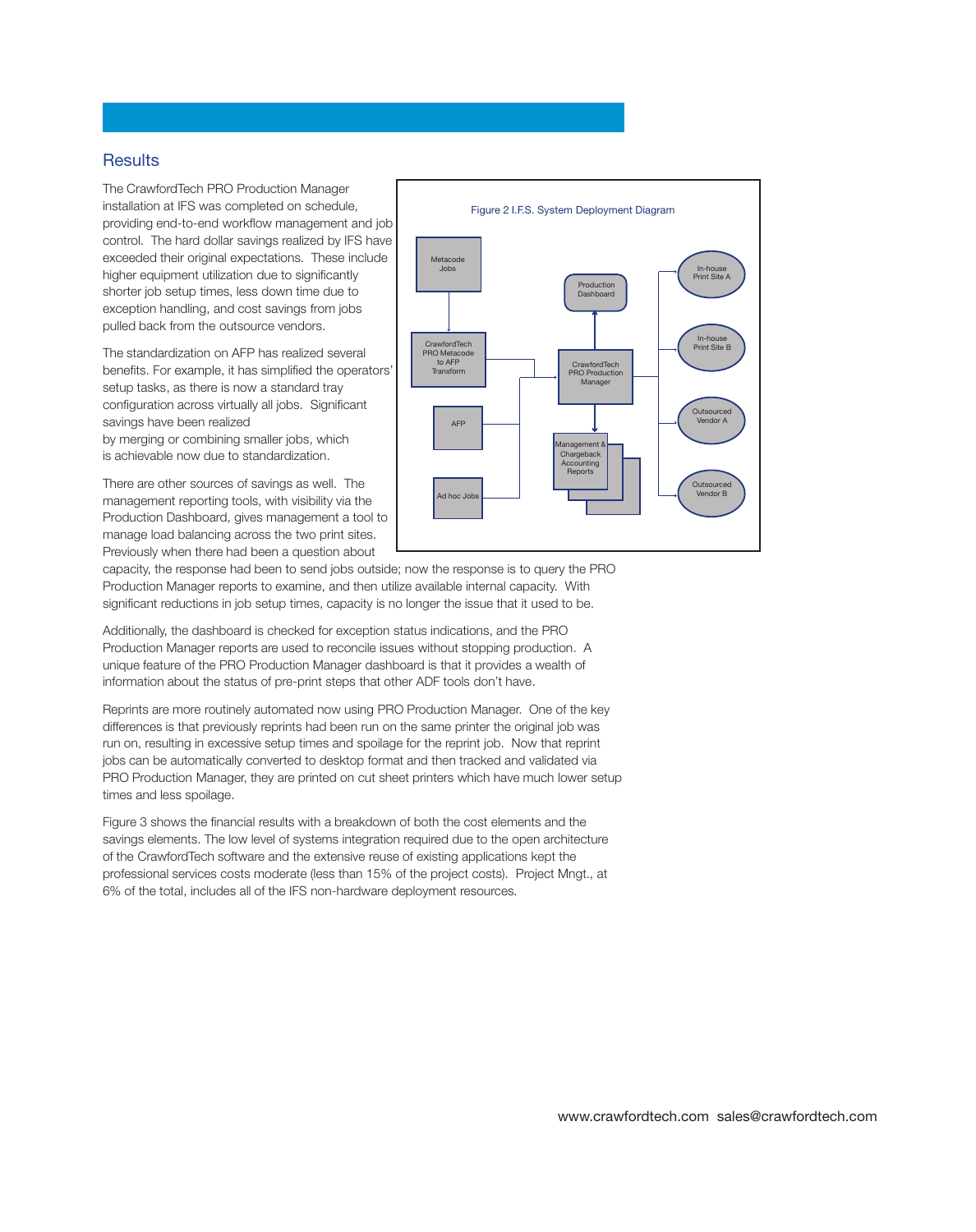## Results

The CrawfordTech PRO Production Manager installation at IFS was completed on schedule, providing end-to-end workflow management and job control. The hard dollar savings realized by IFS have exceeded their original expectations. These include higher equipment utilization due to significantly shorter job setup times, less down time due to exception handling, and cost savings from jobs pulled back from the outsource vendors.

The standardization on AFP has realized several benefits. For example, it has simplified the operators' setup tasks, as there is now a standard tray configuration across virtually all jobs. Significant savings have been realized by merging or combining smaller jobs, which is achievable now due to standardization.

Figure 2 I.F.S. System Deployment Diagram

There are other sources of savings as well. The management reporting tools, with visibility via the Production Dashboard, gives management a tool to manage load balancing across the two print sites. Previously when there had been a question about capacity, the response had been to send jobs outside; now the response is to query the PRO Production Manager reports to examine, and then utilize available internal capacity. With significant reductions in job setup times, capacity is no longer the issue that it used to be.

Additionally, the dashboard is checked for exception status indications, and the PRO Production Manager reports are used to reconcile issues without stopping production. A unique feature of the PRO Production Manager dashboard is that it provides a wealth of information about the status of pre-print steps that other ADF tools don't have.

Reprints are more routinely automated now using PRO Production Manager. One of the key differences is that previously reprints had been run on the same printer the original job was run on, resulting in excessive setup times and spoilage for the reprint job. Now that reprint jobs can be automatically converted to desktop format and then tracked and validated via PRO Production Manager, they are printed on cut sheet printers which have much lower setup times and less spoilage.

Figure 3 shows the financial results with a breakdown of both the cost elements and the savings elements. The low level of systems integration required due to the open architecture of the CrawfordTech software and the extensive reuse of existing applications kept the professional services costs moderate (less than 15% of the project costs). Project Mngt., at 6% of the total, includes all of the IFS non-hardware deployment resources.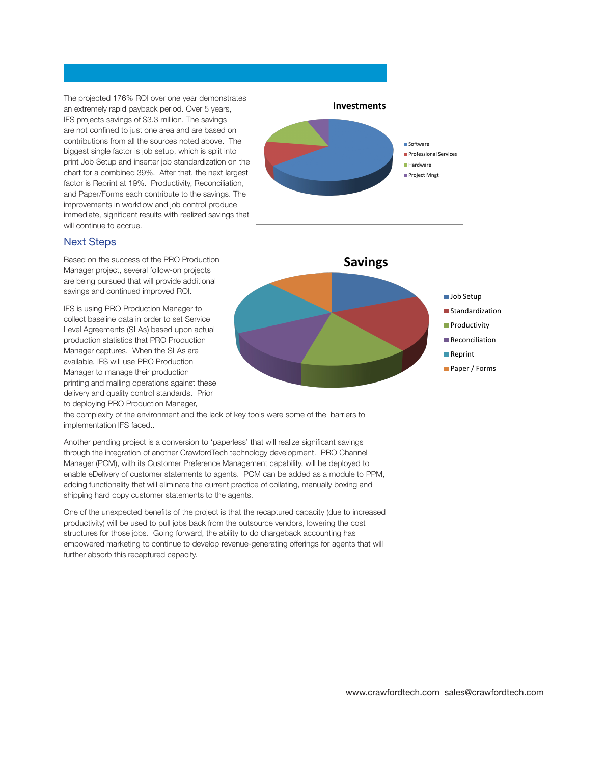The projected 176% ROI over one year demonstrates an extremely rapid payback period. Over 5 years, IFS projects savings of $3.3 million. The savings are not confined to just one area and are based on contributions from all the sources noted above. The biggest single factor is job setup, which is split into print Job Setup and inserter job standardization on the chart for a combined 39%. After that, the next largest factor is Reprint at 19%. Productivity, Reconciliation, and Paper/Forms each contribute to the savings. The improvements in workflow and job control produce immediate, significant results with realized savings that will continue to accrue.

**Investments**

- Software
- Professional Services
- Hardware
- Project Mngt

## Next Steps

Based on the success of the PRO Production Manager project, several follow-on projects are being pursued that will provide additional savings and continued improved ROI.

**Savings**

- Job Setup
- Standardization
- Productivity
- Reconciliation
- Reprint
- Paper / Forms

IFS is using PRO Production Manager to collect baseline data in order to set Service Level Agreements (SLAs) based upon actual production statistics that PRO Production Manager captures. When the SLAs are available, IFS will use PRO Production Manager to manage their production printing and mailing operations against these delivery and quality control standards. Prior to deploying PRO Production Manager, the complexity of the environment and the lack of key tools were some of the barriers to implementation IFS faced..

Another pending project is a conversion to 'paperless' that will realize significant savings through the integration of another CrawfordTech technology development. PRO Channel Manager (PCM), with its Customer Preference Management capability, will be deployed to enable eDelivery of customer statements to agents. PCM can be added as a module to PPM, adding functionality that will eliminate the current practice of collating, manually boxing and shipping hard copy customer statements to the agents.

One of the unexpected benefits of the project is that the recaptured capacity (due to increased productivity) will be used to pull jobs back from the outsource vendors, lowering the cost structures for those jobs. Going forward, the ability to do chargeback accounting has empowered marketing to continue to develop revenue-generating offerings for agents that will further absorb this recaptured capacity.

www.crawfordtech.com sales@crawfordtech.com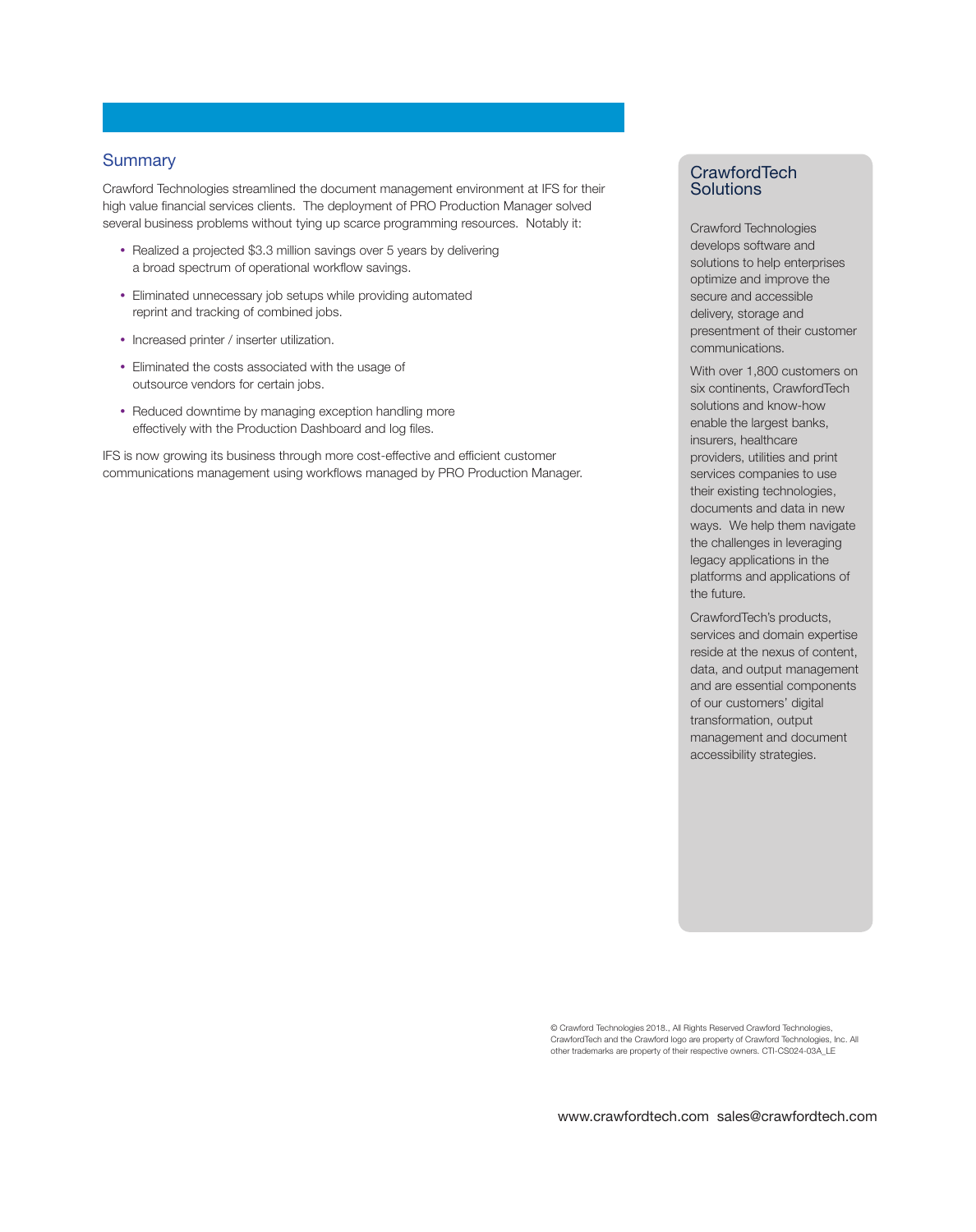## Summary

Crawford Technologies streamlined the document management environment at IFS for their high value financial services clients. The deployment of PRO Production Manager solved several business problems without tying up scarce programming resources. Notably it:

- Realized a projected $3.3 million savings over 5 years by delivering a broad spectrum of operational workflow savings.
- Eliminated unnecessary job setups while providing automated reprint and tracking of combined jobs.
- Increased printer / inserter utilization.
- Eliminated the costs associated with the usage of outsource vendors for certain jobs.
- Reduced downtime by managing exception handling more effectively with the Production Dashboard and log files.

IFS is now growing its business through more cost-effective and efficient customer communications management using workflows managed by PRO Production Manager.

## CrawfordTech Solutions

Crawford Technologies develops software and solutions to help enterprises optimize and improve the secure and accessible delivery, storage and presentment of their customer communications.

With over 1,800 customers on six continents, CrawfordTech solutions and know-how enable the largest banks, insurers, healthcare providers, utilities and print services companies to use their existing technologies, documents and data in new ways. We help them navigate the challenges in leveraging legacy applications in the platforms and applications of the future.

CrawfordTech's products, services and domain expertise reside at the nexus of content, data, and output management and are essential components of our customers' digital transformation, output management and document accessibility strategies.

© Crawford Technologies 2018., All Rights Reserved Crawford Technologies, CrawfordTech and the Crawford logo are property of Crawford Technologies, Inc. All other trademarks are property of their respective owners. CTI-CS024-03A_LE

www.crawfordtech.com sales@crawfordtech.com